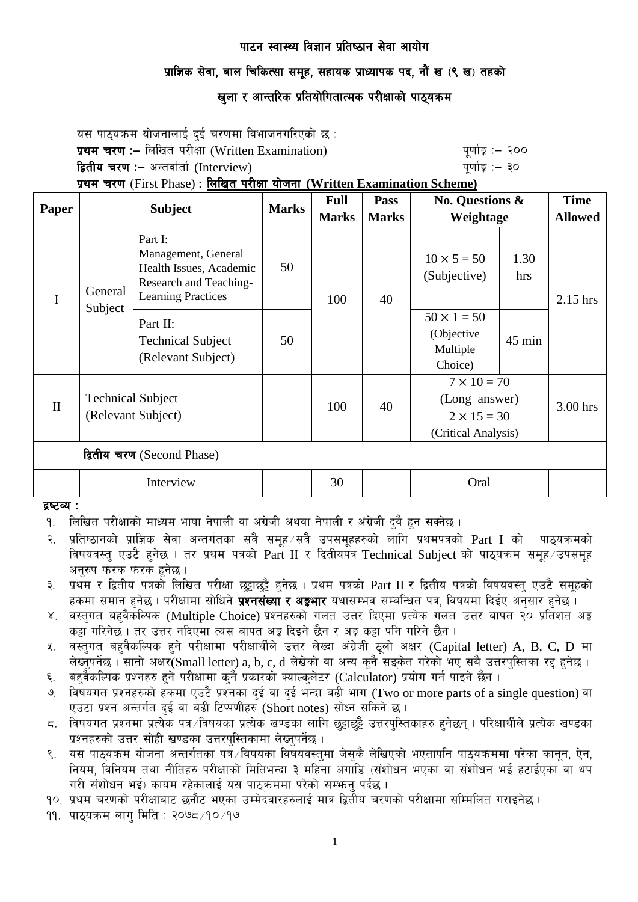# पाटन स्वास्थ्य विज्ञान प्रतिष्ठान सेवा आयोग

## प्राज्ञिक सेवा, बाल चिकित्सा समूह, सहायक प्राध्यापक पद, नौं ख (९ ख) तहको

## खुला र आन्तरिक प्रतियोगितात्मक परीक्षाको पाठ्यक्रम

यस पाठ्यक्रम योजनालाई दुई चरणमा विभाजनगरिएको छ :

**प्रथम चरण :–** लिखित परीक्षा (Written Examination) पूर्णाङ्क :– २००

**द्वितीय चरण :–** अन्तर्वार्ता (Interview) पूर्णाङ्क :– ३०

**प्रथम चरण** (First Phase) : **लिखित परीक्षा योजना (Written Examination Scheme)**

| Paper | Subject | | Marks | Full Marks | Pass Marks | No. Questions & Weightage | | Time Allowed |
|---|---|---|---|---|---|---|---|---|
| I | General Subject | Part I: Management, General Health Issues, Academic Research and Teaching-Learning Practices | 50 | 100 | 40 | $10 \times 5 = 50$ (Subjective) | 1.30 hrs | 2.15 hrs |
| | | Part II: Technical Subject (Relevant Subject) | 50 | | | $50 \times 1 = 50$ (Objective Multiple Choice) | 45 min | |
| II | Technical Subject (Relevant Subject) | | | 100 | 40 | $7 \times 10 = 70$ (Long answer) $2 \times 15 = 30$ (Critical Analysis) | | 3.00 hrs |
| **द्वितीय चरण** (Second Phase) | | | | | | | | |
| | Interview | | | 30 | | Oral | | |

**द्रष्टव्य :**

१. लिखित परीक्षाको माध्यम भाषा नेपाली वा अंग्रेजी अथवा नेपाली र अंग्रेजी दुवै हुन सक्नेछ ।

२. प्रतिष्ठानको प्राज्ञिक सेवा अन्तर्गतका सवै समूह/सवै उपसमूहहरुको लागि प्रथमपत्रको Part I को पाठ्यक्रमको विषयवस्तु एउटै हुनेछ । तर प्रथम पत्रको Part II र द्वितीयपत्र Technical Subject को पाठ्यक्रम समूह/उपसमूह अनुरुप फरक फरक हुनेछ ।

३. प्रथम र द्वितीय पत्रको लिखित परीक्षा छुट्टाछुट्टै हुनेछ । प्रथम पत्रको Part II र द्वितीय पत्रको विषयवस्तु एउटै समूहको हकमा समान हुनेछ । परीक्षामा सोधिने **प्रश्नसंख्या र अङ्कभार** यथासम्भव सम्वन्धित पत्र, विषयमा दिईए अनुसार हुनेछ ।

४. वस्तुगत बहुवैकल्पिक (Multiple Choice) प्रश्नहरुको गलत उत्तर दिएमा प्रत्येक गलत उत्तर बापत २० प्रतिशत अङ्क कट्टा गरिनेछ । तर उत्तर नदिएमा त्यस बापत अङ्क दिइने छैन र अङ्क कट्टा पनि गरिने छैन ।

५. वस्तुगत बहुवैकल्पिक हुने परीक्षामा परीक्षार्थीले उत्तर लेख्दा अंग्रेजी ठूलो अक्षर (Capital letter) A, B, C, D मा लेख्नुपर्नेछ । सानो अक्षर(Small letter) a, b, c, d लेखेको वा अन्य कुनै सङ्केत गरेको भए सबै उत्तरपुस्तिका रद्द हुनेछ ।

६. बहुवैकल्पिक प्रश्नहरु हुने परीक्षामा कुनै प्रकारको क्याल्कुलेटर (Calculator) प्रयोग गर्न पाइने छैन ।

७. विषयगत प्रश्नहरुको हकमा एउटै प्रश्नका दुई वा दुई भन्दा बढी भाग (Two or more parts of a single question) वा एउटा प्रश्न अन्तर्गत दुई वा बढी टिप्पणीहरु (Short notes) सोध्न सकिने छ ।

८. विषयगत प्रश्नमा प्रत्येक पत्र/विषयका प्रत्येक खण्डका लागि छुट्टाछुट्टै उत्तरपुस्तिकाहरु हुनेछन् । परिक्षार्थीले प्रत्येक खण्डका प्रश्नहरुको उत्तर सोही खण्डका उत्तरपुस्तिकामा लेख्नुपर्नेछ ।

९. यस पाठ्यक्रम योजना अन्तर्गतका पत्र/विषयका विषयवस्तुमा जेसुकै लेखिएको भएतापनि पाठ्यक्रममा परेका कानून, ऐन, नियम, विनियम तथा नीतिहरु परीक्षाको मितिभन्दा ३ महिना अगाडि (संशोधन भएका वा संशोधन भई हटाईएका वा थप गरी संशोधन भई) कायम रहेकालाई यस पाठ्कममा परेको सम्झनु पर्दछ ।

१०. प्रथम चरणको परीक्षाबाट छनौट भएका उम्मेदवारहरुलाई मात्र द्वितीय चरणको परीक्षामा सम्मिलित गराइनेछ ।

११. पाठ्यक्रम लागु मिति : २०७८/१०/१७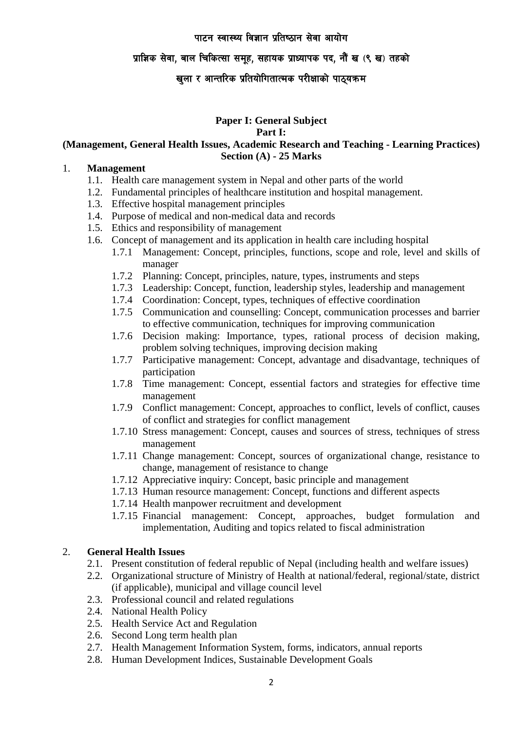# पाटन स्वास्थ्य विज्ञान प्रतिष्ठान सेवा आयोग

## प्राज्ञिक सेवा, बाल चिकित्सा समूह, सहायक प्राध्यापक पद, नौं ख (९ ख) तहको

## खुला र आन्तरिक प्रतियोगितात्मक परीक्षाको पाठ्यक्रम

**Paper I: General Subject**

**Part I:**

**(Management, General Health Issues, Academic Research and Teaching - Learning Practices)**

**Section (A) - 25 Marks**

1. **Management**
   - 1.1. Health care management system in Nepal and other parts of the world
   - 1.2. Fundamental principles of healthcare institution and hospital management.
   - 1.3. Effective hospital management principles
   - 1.4. Purpose of medical and non-medical data and records
   - 1.5. Ethics and responsibility of management
   - 1.6. Concept of management and its application in health care including hospital
     - 1.7.1 Management: Concept, principles, functions, scope and role, level and skills of manager
     - 1.7.2 Planning: Concept, principles, nature, types, instruments and steps
     - 1.7.3 Leadership: Concept, function, leadership styles, leadership and management
     - 1.7.4 Coordination: Concept, types, techniques of effective coordination
     - 1.7.5 Communication and counselling: Concept, communication processes and barrier to effective communication, techniques for improving communication
     - 1.7.6 Decision making: Importance, types, rational process of decision making, problem solving techniques, improving decision making
     - 1.7.7 Participative management: Concept, advantage and disadvantage, techniques of participation
     - 1.7.8 Time management: Concept, essential factors and strategies for effective time management
     - 1.7.9 Conflict management: Concept, approaches to conflict, levels of conflict, causes of conflict and strategies for conflict management
     - 1.7.10 Stress management: Concept, causes and sources of stress, techniques of stress management
     - 1.7.11 Change management: Concept, sources of organizational change, resistance to change, management of resistance to change
     - 1.7.12 Appreciative inquiry: Concept, basic principle and management
     - 1.7.13 Human resource management: Concept, functions and different aspects
     - 1.7.14 Health manpower recruitment and development
     - 1.7.15 Financial management: Concept, approaches, budget formulation and implementation, Auditing and topics related to fiscal administration

2. **General Health Issues**
   - 2.1. Present constitution of federal republic of Nepal (including health and welfare issues)
   - 2.2. Organizational structure of Ministry of Health at national/federal, regional/state, district (if applicable), municipal and village council level
   - 2.3. Professional council and related regulations
   - 2.4. National Health Policy
   - 2.5. Health Service Act and Regulation
   - 2.6. Second Long term health plan
   - 2.7. Health Management Information System, forms, indicators, annual reports
   - 2.8. Human Development Indices, Sustainable Development Goals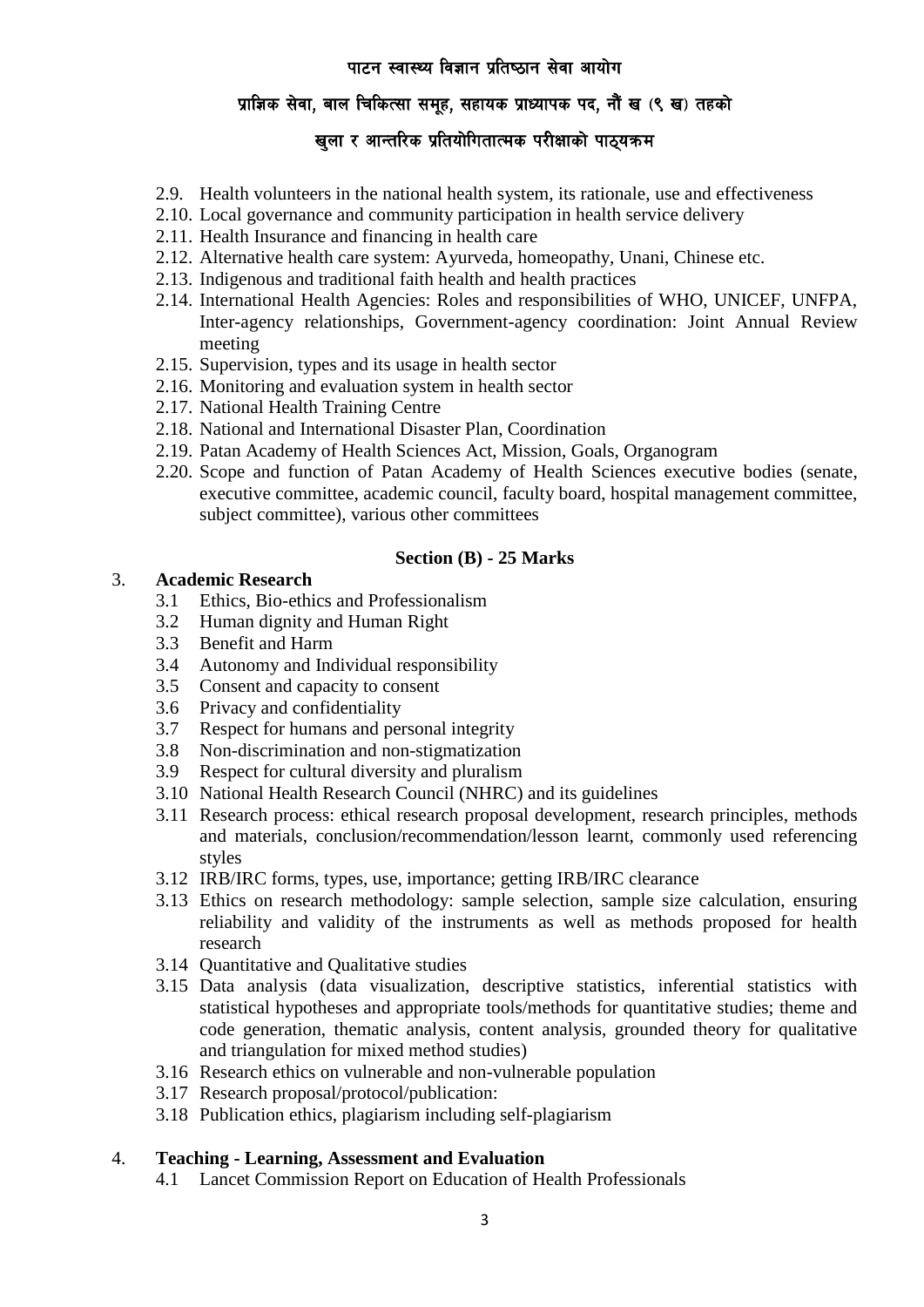2.9. Health volunteers in the national health system, its rationale, use and effectiveness
2.10. Local governance and community participation in health service delivery
2.11. Health Insurance and financing in health care
2.12. Alternative health care system: Ayurveda, homeopathy, Unani, Chinese etc.
2.13. Indigenous and traditional faith health and health practices
2.14. International Health Agencies: Roles and responsibilities of WHO, UNICEF, UNFPA, Inter-agency relationships, Government-agency coordination: Joint Annual Review meeting
2.15. Supervision, types and its usage in health sector
2.16. Monitoring and evaluation system in health sector
2.17. National Health Training Centre
2.18. National and International Disaster Plan, Coordination
2.19. Patan Academy of Health Sciences Act, Mission, Goals, Organogram
2.20. Scope and function of Patan Academy of Health Sciences executive bodies (senate, executive committee, academic council, faculty board, hospital management committee, subject committee), various other committees

**Section (B) - 25 Marks**

3. **Academic Research**
   3.1 Ethics, Bio-ethics and Professionalism
   3.2 Human dignity and Human Right
   3.3 Benefit and Harm
   3.4 Autonomy and Individual responsibility
   3.5 Consent and capacity to consent
   3.6 Privacy and confidentiality
   3.7 Respect for humans and personal integrity
   3.8 Non-discrimination and non-stigmatization
   3.9 Respect for cultural diversity and pluralism
   3.10 National Health Research Council (NHRC) and its guidelines
   3.11 Research process: ethical research proposal development, research principles, methods and materials, conclusion/recommendation/lesson learnt, commonly used referencing styles
   3.12 IRB/IRC forms, types, use, importance; getting IRB/IRC clearance
   3.13 Ethics on research methodology: sample selection, sample size calculation, ensuring reliability and validity of the instruments as well as methods proposed for health research
   3.14 Quantitative and Qualitative studies
   3.15 Data analysis (data visualization, descriptive statistics, inferential statistics with statistical hypotheses and appropriate tools/methods for quantitative studies; theme and code generation, thematic analysis, content analysis, grounded theory for qualitative and triangulation for mixed method studies)
   3.16 Research ethics on vulnerable and non-vulnerable population
   3.17 Research proposal/protocol/publication:
   3.18 Publication ethics, plagiarism including self-plagiarism

4. **Teaching - Learning, Assessment and Evaluation**
   4.1 Lancet Commission Report on Education of Health Professionals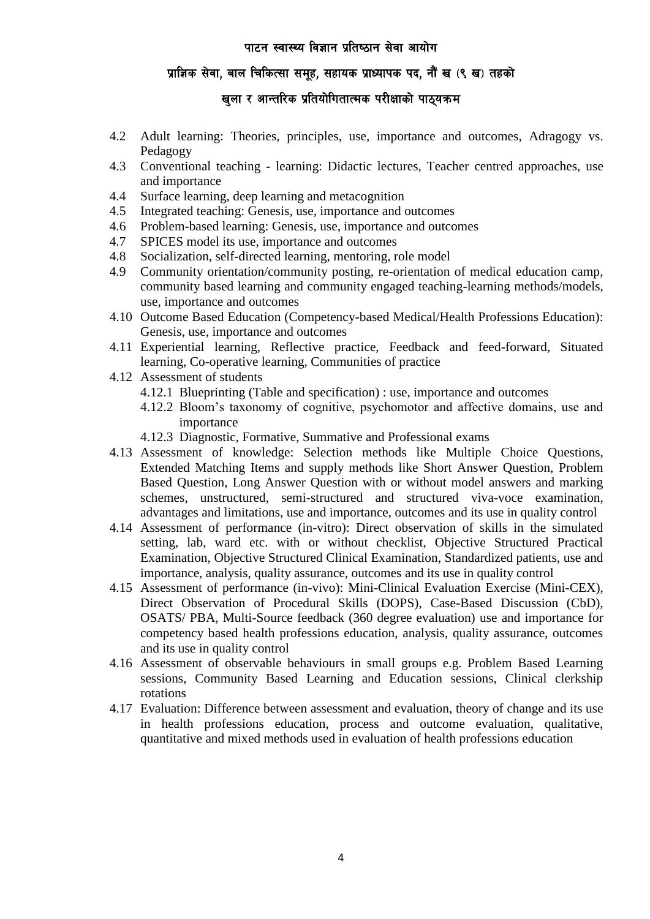- 4.2 Adult learning: Theories, principles, use, importance and outcomes, Adragogy vs. Pedagogy
- 4.3 Conventional teaching - learning: Didactic lectures, Teacher centred approaches, use and importance
- 4.4 Surface learning, deep learning and metacognition
- 4.5 Integrated teaching: Genesis, use, importance and outcomes
- 4.6 Problem-based learning: Genesis, use, importance and outcomes
- 4.7 SPICES model its use, importance and outcomes
- 4.8 Socialization, self-directed learning, mentoring, role model
- 4.9 Community orientation/community posting, re-orientation of medical education camp, community based learning and community engaged teaching-learning methods/models, use, importance and outcomes
- 4.10 Outcome Based Education (Competency-based Medical/Health Professions Education): Genesis, use, importance and outcomes
- 4.11 Experiential learning, Reflective practice, Feedback and feed-forward, Situated learning, Co-operative learning, Communities of practice
- 4.12 Assessment of students
  - 4.12.1 Blueprinting (Table and specification) : use, importance and outcomes
  - 4.12.2 Bloom's taxonomy of cognitive, psychomotor and affective domains, use and importance
  - 4.12.3 Diagnostic, Formative, Summative and Professional exams
- 4.13 Assessment of knowledge: Selection methods like Multiple Choice Questions, Extended Matching Items and supply methods like Short Answer Question, Problem Based Question, Long Answer Question with or without model answers and marking schemes, unstructured, semi-structured and structured viva-voce examination, advantages and limitations, use and importance, outcomes and its use in quality control
- 4.14 Assessment of performance (in-vitro): Direct observation of skills in the simulated setting, lab, ward etc. with or without checklist, Objective Structured Practical Examination, Objective Structured Clinical Examination, Standardized patients, use and importance, analysis, quality assurance, outcomes and its use in quality control
- 4.15 Assessment of performance (in-vivo): Mini-Clinical Evaluation Exercise (Mini-CEX), Direct Observation of Procedural Skills (DOPS), Case-Based Discussion (CbD), OSATS/ PBA, Multi-Source feedback (360 degree evaluation) use and importance for competency based health professions education, analysis, quality assurance, outcomes and its use in quality control
- 4.16 Assessment of observable behaviours in small groups e.g. Problem Based Learning sessions, Community Based Learning and Education sessions, Clinical clerkship rotations
- 4.17 Evaluation: Difference between assessment and evaluation, theory of change and its use in health professions education, process and outcome evaluation, qualitative, quantitative and mixed methods used in evaluation of health professions education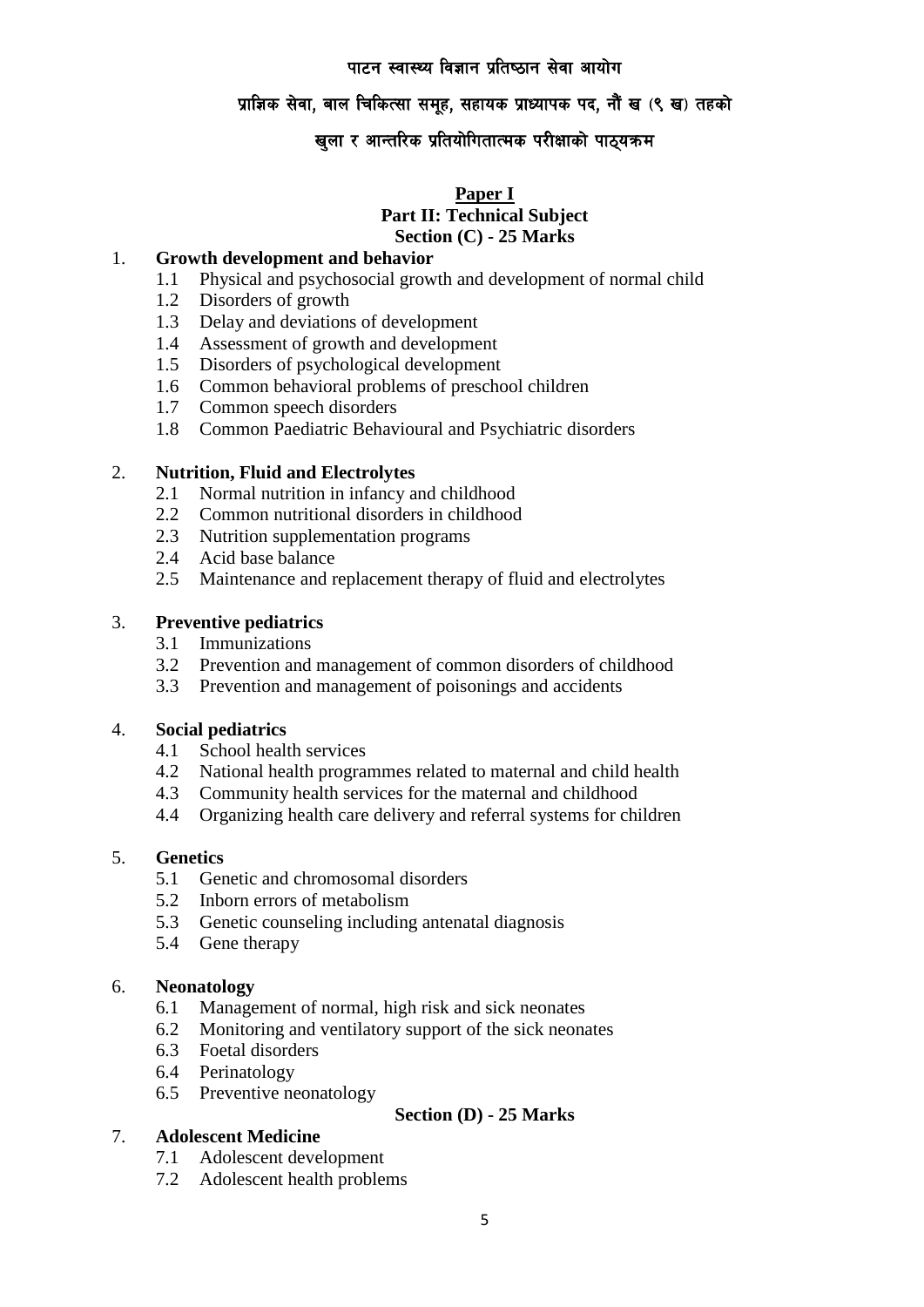पाटन स्वास्थ्य विज्ञान प्रतिष्ठान सेवा आयोग

प्राज्ञिक सेवा, बाल चिकित्सा समूह, सहायक प्राध्यापक पद, नौं ख (९ ख) तहको

खुला र आन्तरिक प्रतियोगितात्मक परीक्षाको पाठ्यक्रम

## Paper I

### Part II: Technical Subject

### Section (C) - 25 Marks

1. **Growth development and behavior**
   - 1.1 Physical and psychosocial growth and development of normal child
   - 1.2 Disorders of growth
   - 1.3 Delay and deviations of development
   - 1.4 Assessment of growth and development
   - 1.5 Disorders of psychological development
   - 1.6 Common behavioral problems of preschool children
   - 1.7 Common speech disorders
   - 1.8 Common Paediatric Behavioural and Psychiatric disorders

2. **Nutrition, Fluid and Electrolytes**
   - 2.1 Normal nutrition in infancy and childhood
   - 2.2 Common nutritional disorders in childhood
   - 2.3 Nutrition supplementation programs
   - 2.4 Acid base balance
   - 2.5 Maintenance and replacement therapy of fluid and electrolytes

3. **Preventive pediatrics**
   - 3.1 Immunizations
   - 3.2 Prevention and management of common disorders of childhood
   - 3.3 Prevention and management of poisonings and accidents

4. **Social pediatrics**
   - 4.1 School health services
   - 4.2 National health programmes related to maternal and child health
   - 4.3 Community health services for the maternal and childhood
   - 4.4 Organizing health care delivery and referral systems for children

5. **Genetics**
   - 5.1 Genetic and chromosomal disorders
   - 5.2 Inborn errors of metabolism
   - 5.3 Genetic counseling including antenatal diagnosis
   - 5.4 Gene therapy

6. **Neonatology**
   - 6.1 Management of normal, high risk and sick neonates
   - 6.2 Monitoring and ventilatory support of the sick neonates
   - 6.3 Foetal disorders
   - 6.4 Perinatology
   - 6.5 Preventive neonatology

### Section (D) - 25 Marks

7. **Adolescent Medicine**
   - 7.1 Adolescent development
   - 7.2 Adolescent health problems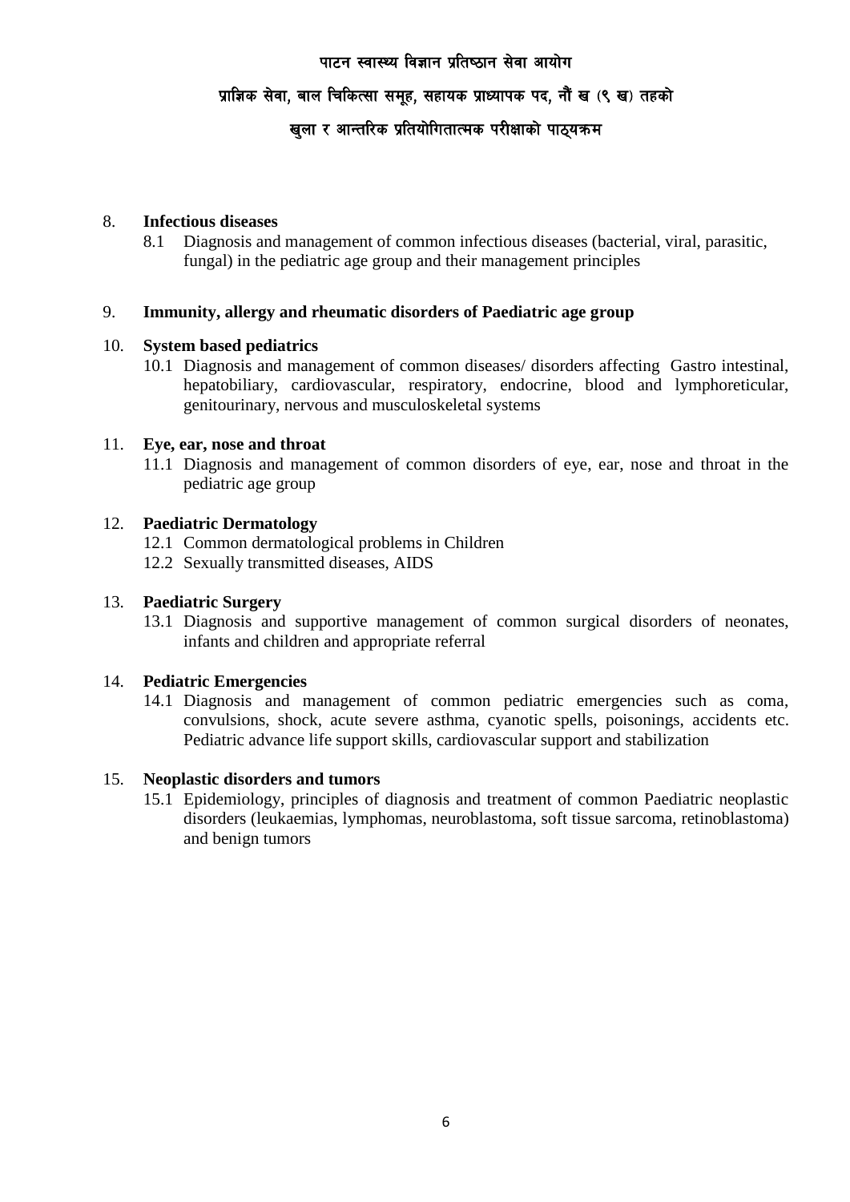8. **Infectious diseases**
   8.1 Diagnosis and management of common infectious diseases (bacterial, viral, parasitic, fungal) in the pediatric age group and their management principles

9. **Immunity, allergy and rheumatic disorders of Paediatric age group**

10. **System based pediatrics**
    10.1 Diagnosis and management of common diseases/ disorders affecting Gastro intestinal, hepatobiliary, cardiovascular, respiratory, endocrine, blood and lymphoreticular, genitourinary, nervous and musculoskeletal systems

11. **Eye, ear, nose and throat**
    11.1 Diagnosis and management of common disorders of eye, ear, nose and throat in the pediatric age group

12. **Paediatric Dermatology**
    12.1 Common dermatological problems in Children
    12.2 Sexually transmitted diseases, AIDS

13. **Paediatric Surgery**
    13.1 Diagnosis and supportive management of common surgical disorders of neonates, infants and children and appropriate referral

14. **Pediatric Emergencies**
    14.1 Diagnosis and management of common pediatric emergencies such as coma, convulsions, shock, acute severe asthma, cyanotic spells, poisonings, accidents etc. Pediatric advance life support skills, cardiovascular support and stabilization

15. **Neoplastic disorders and tumors**
    15.1 Epidemiology, principles of diagnosis and treatment of common Paediatric neoplastic disorders (leukaemias, lymphomas, neuroblastoma, soft tissue sarcoma, retinoblastoma) and benign tumors